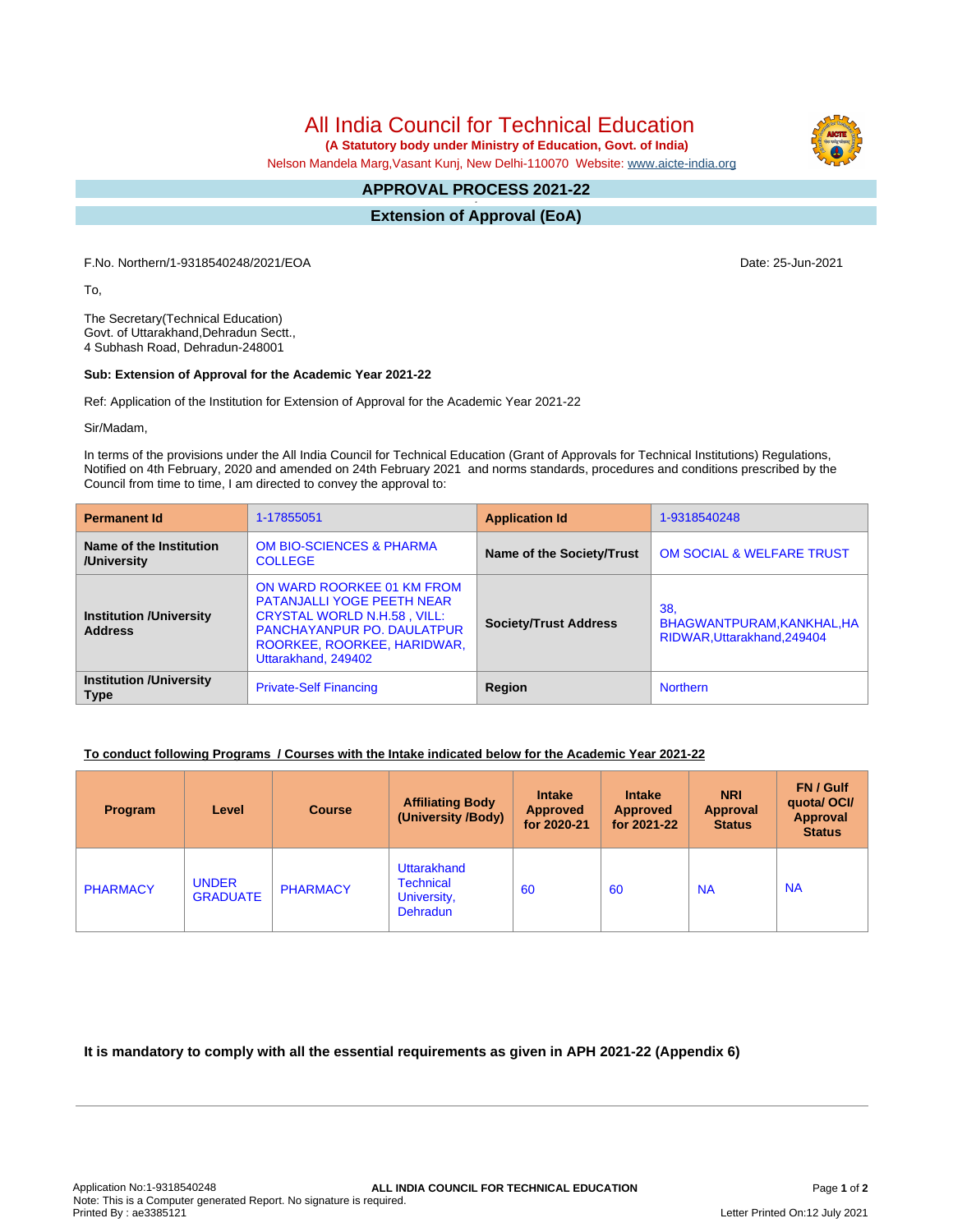# All India Council for Technical Education

**(A Statutory body under Ministry of Education, Govt. of India)**

Nelson Mandela Marg,Vasant Kunj, New Delhi-110070 Website: www.aicte-india.org

## APPROVAL PROCESS 2021-22

## Extension of Approval (EoA)

F.No. Northern/1-9318540248/2021/EOA

Date: 25-Jun-2021

To,

The Secretary(Technical Education)
Govt. of Uttarakhand,Dehradun Sectt.,
4 Subhash Road, Dehradun-248001

**Sub: Extension of Approval for the Academic Year 2021-22**

Ref: Application of the Institution for Extension of Approval for the Academic Year 2021-22

Sir/Madam,

In terms of the provisions under the All India Council for Technical Education (Grant of Approvals for Technical Institutions) Regulations, Notified on 4th February, 2020 and amended on 24th February 2021 and norms standards, procedures and conditions prescribed by the Council from time to time, I am directed to convey the approval to:

| **Permanent Id** | 1-17855051 | **Application Id** | 1-9318540248 |
|---|---|---|---|
| **Name of the Institution /University** | OM BIO-SCIENCES & PHARMA COLLEGE | **Name of the Society/Trust** | OM SOCIAL & WELFARE TRUST |
| **Institution /University Address** | ON WARD ROORKEE 01 KM FROM PATANJALLI YOGE PEETH NEAR CRYSTAL WORLD N.H.58 , VILL: PANCHAYANPUR PO. DAULATPUR ROORKEE, ROORKEE, HARIDWAR, Uttarakhand, 249402 | **Society/Trust Address** | 38, BHAGWANTPURAM,KANKHAL,HARIDWAR,Uttarakhand,249404 |
| **Institution /University Type** | Private-Self Financing | **Region** | Northern |

**To conduct following Programs / Courses with the Intake indicated below for the Academic Year 2021-22**

| Program | Level | Course | Affiliating Body (University /Body) | Intake Approved for 2020-21 | Intake Approved for 2021-22 | NRI Approval Status | FN / Gulf quota/ OCI/ Approval Status |
|---|---|---|---|---|---|---|---|
| PHARMACY | UNDER GRADUATE | PHARMACY | Uttarakhand Technical University, Dehradun | 60 | 60 | NA | NA |

**It is mandatory to comply with all the essential requirements as given in APH 2021-22 (Appendix 6)**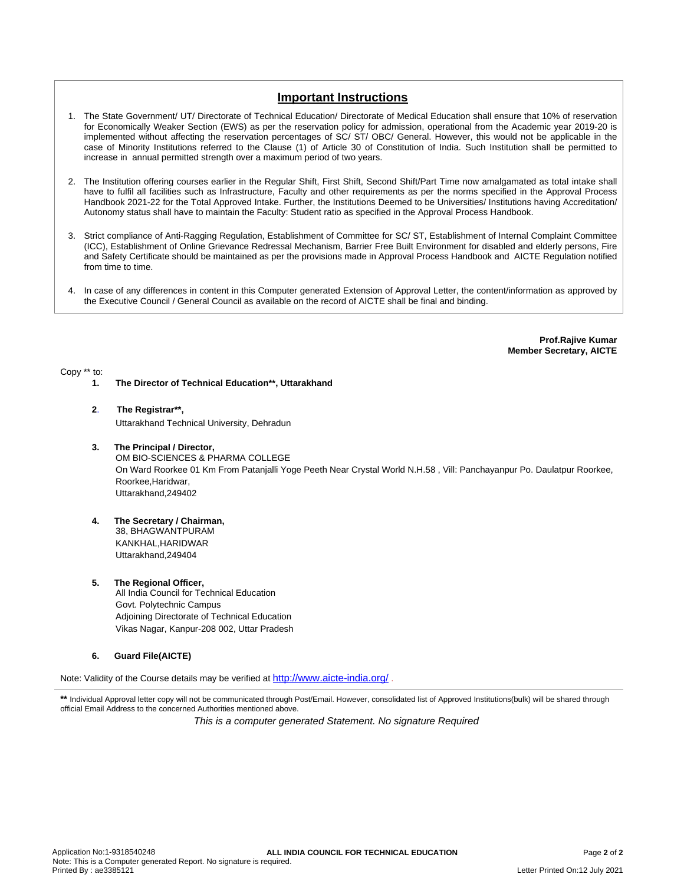## Important Instructions

1. The State Government/ UT/ Directorate of Technical Education/ Directorate of Medical Education shall ensure that 10% of reservation for Economically Weaker Section (EWS) as per the reservation policy for admission, operational from the Academic year 2019-20 is implemented without affecting the reservation percentages of SC/ ST/ OBC/ General. However, this would not be applicable in the case of Minority Institutions referred to the Clause (1) of Article 30 of Constitution of India. Such Institution shall be permitted to increase in annual permitted strength over a maximum period of two years.

2. The Institution offering courses earlier in the Regular Shift, First Shift, Second Shift/Part Time now amalgamated as total intake shall have to fulfil all facilities such as Infrastructure, Faculty and other requirements as per the norms specified in the Approval Process Handbook 2021-22 for the Total Approved Intake. Further, the Institutions Deemed to be Universities/ Institutions having Accreditation/ Autonomy status shall have to maintain the Faculty: Student ratio as specified in the Approval Process Handbook.

3. Strict compliance of Anti-Ragging Regulation, Establishment of Committee for SC/ ST, Establishment of Internal Complaint Committee (ICC), Establishment of Online Grievance Redressal Mechanism, Barrier Free Built Environment for disabled and elderly persons, Fire and Safety Certificate should be maintained as per the provisions made in Approval Process Handbook and AICTE Regulation notified from time to time.

4. In case of any differences in content in this Computer generated Extension of Approval Letter, the content/information as approved by the Executive Council / General Council as available on the record of AICTE shall be final and binding.

**Prof.Rajive Kumar**
**Member Secretary, AICTE**

Copy ** to:

1. **The Director of Technical Education**, Uttarakhand**

2. **The Registrar**,**
   Uttarakhand Technical University, Dehradun

3. **The Principal / Director,**
   OM BIO-SCIENCES & PHARMA COLLEGE
   On Ward Roorkee 01 Km From Patanjalli Yoge Peeth Near Crystal World N.H.58 , Vill: Panchayanpur Po. Daulatpur Roorkee, Roorkee,Haridwar,
   Uttarakhand,249402

4. **The Secretary / Chairman,**
   38, BHAGWANTPURAM
   KANKHAL,HARIDWAR
   Uttarakhand,249404

5. **The Regional Officer,**
   All India Council for Technical Education
   Govt. Polytechnic Campus
   Adjoining Directorate of Technical Education
   Vikas Nagar, Kanpur-208 002, Uttar Pradesh

6. **Guard File(AICTE)**

Note: Validity of the Course details may be verified at http://www.aicte-india.org/ .

**\*\*** Individual Approval letter copy will not be communicated through Post/Email. However, consolidated list of Approved Institutions(bulk) will be shared through official Email Address to the concerned Authorities mentioned above.

*This is a computer generated Statement. No signature Required*

Application No:1-9318540248
Note: This is a Computer generated Report. No signature is required.
Printed By : ae3385121

Letter Printed On:12 July 2021